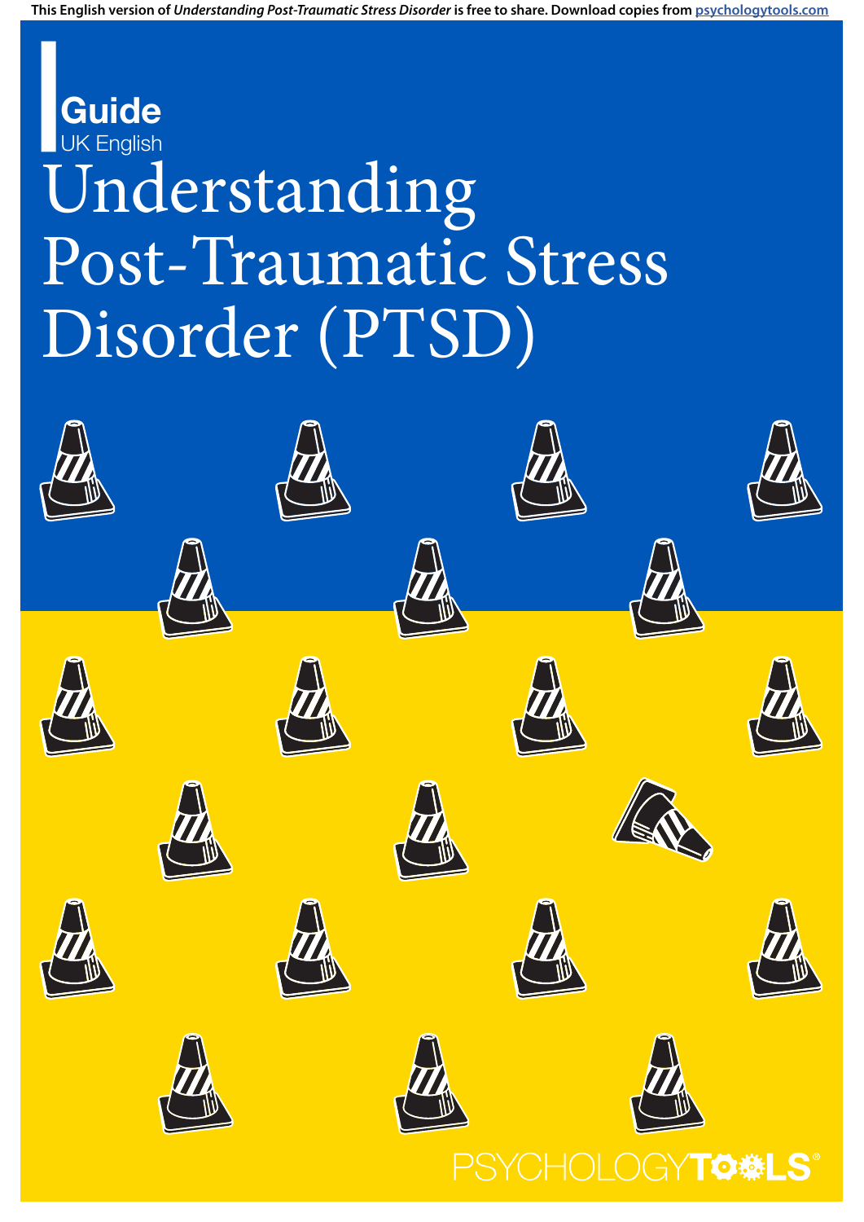This English version of *Understanding Post-Traumatic Stress Disorder* is free to share. Download copies from psychologytools.com

**Guide**
UK English

# Understanding Post-Traumatic Stress Disorder (PTSD)

PSYCHOLOGYTOOLS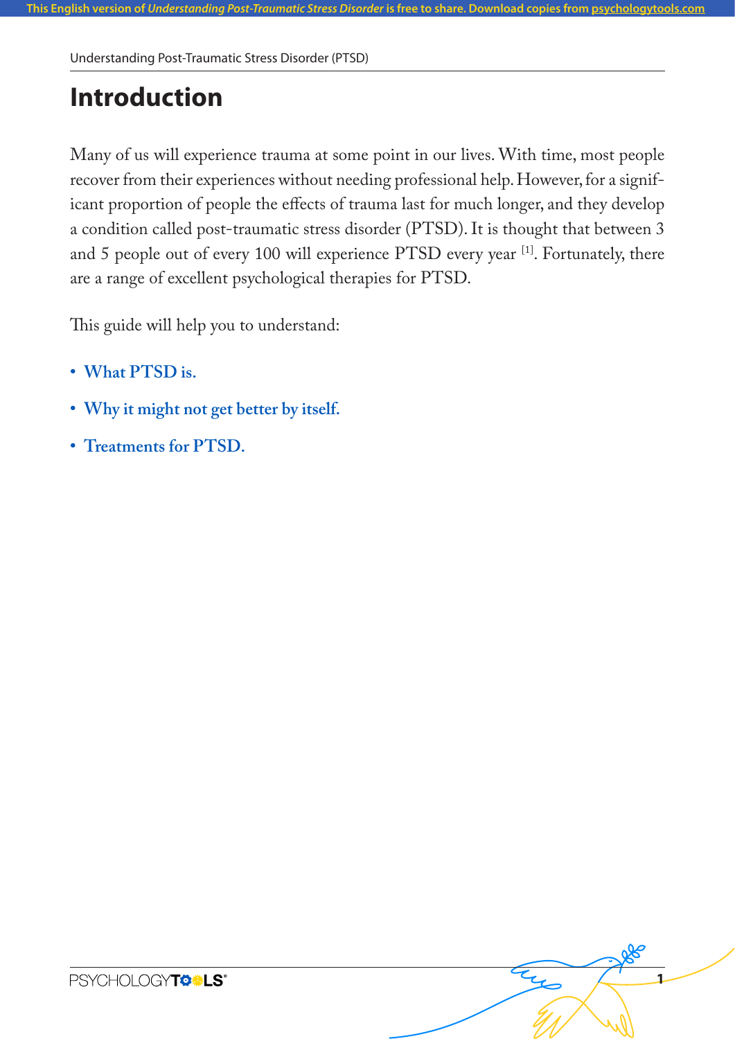# Introduction

Many of us will experience trauma at some point in our lives. With time, most people recover from their experiences without needing professional help. However, for a significant proportion of people the effects of trauma last for much longer, and they develop a condition called post-traumatic stress disorder (PTSD). It is thought that between 3 and 5 people out of every 100 will experience PTSD every year [1]. Fortunately, there are a range of excellent psychological therapies for PTSD.

This guide will help you to understand:

- **What PTSD is.**
- **Why it might not get better by itself.**
- **Treatments for PTSD.**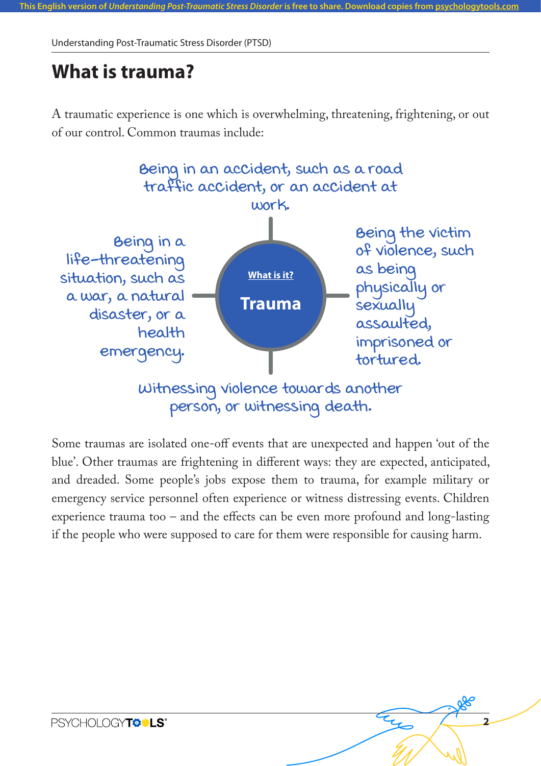# What is trauma?

A traumatic experience is one which is overwhelming, threatening, frightening, or out of our control. Common traumas include:

**What is it?**

**Trauma**

- Being in an accident, such as a road traffic accident, or an accident at work.
- Being the victim of violence, such as being physically or sexually assaulted, imprisoned or tortured.
- Witnessing violence towards another person, or witnessing death.
- Being in a life-threatening situation, such as a war, a natural disaster, or a health emergency.

Some traumas are isolated one-off events that are unexpected and happen 'out of the blue'. Other traumas are frightening in different ways: they are expected, anticipated, and dreaded. Some people's jobs expose them to trauma, for example military or emergency service personnel often experience or witness distressing events. Children experience trauma too – and the effects can be even more profound and long-lasting if the people who were supposed to care for them were responsible for causing harm.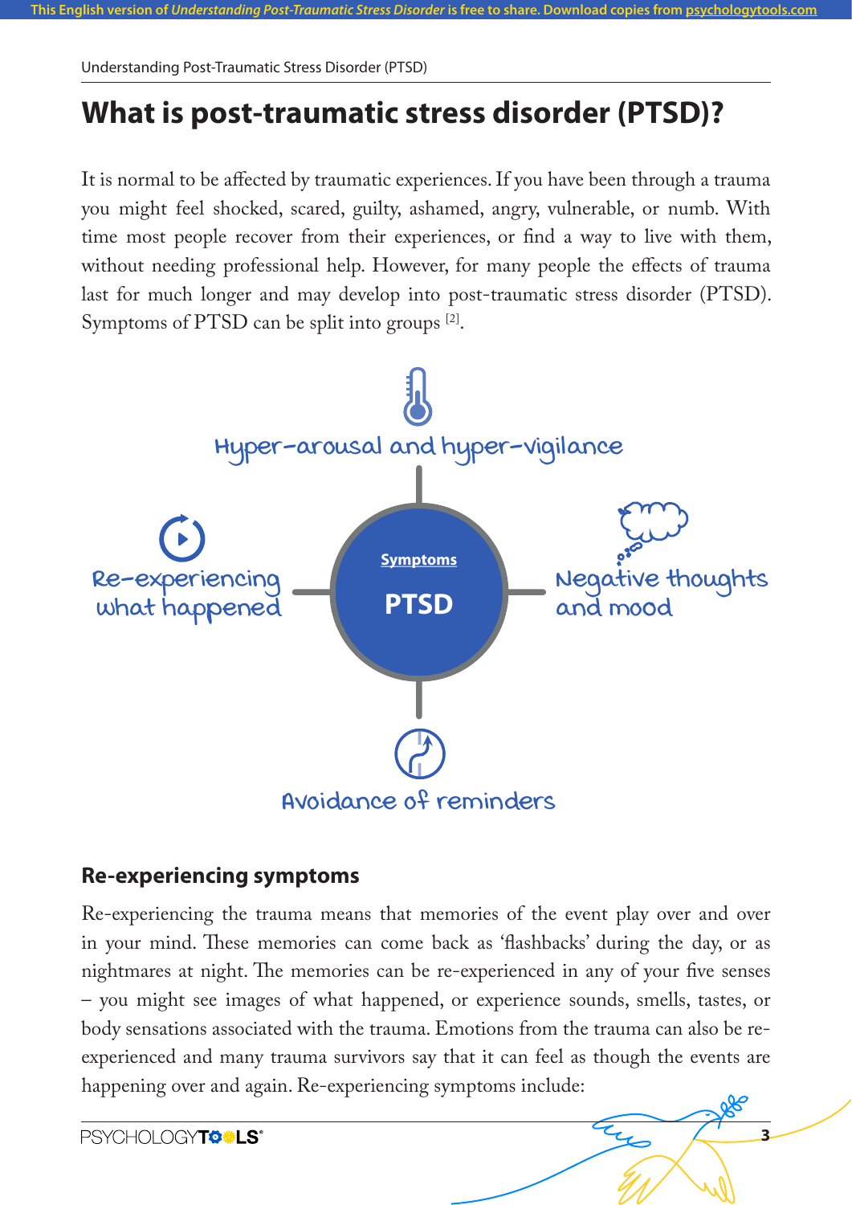# What is post-traumatic stress disorder (PTSD)?

It is normal to be affected by traumatic experiences. If you have been through a trauma you might feel shocked, scared, guilty, ashamed, angry, vulnerable, or numb. With time most people recover from their experiences, or find a way to live with them, without needing professional help. However, for many people the effects of trauma last for much longer and may develop into post-traumatic stress disorder (PTSD). Symptoms of PTSD can be split into groups [2].

Hyper-arousal and hyper-vigilance

Re-experiencing what happened

Symptoms

PTSD

Negative thoughts and mood

Avoidance of reminders

## Re-experiencing symptoms

Re-experiencing the trauma means that memories of the event play over and over in your mind. These memories can come back as 'flashbacks' during the day, or as nightmares at night. The memories can be re-experienced in any of your five senses – you might see images of what happened, or experience sounds, smells, tastes, or body sensations associated with the trauma. Emotions from the trauma can also be re-experienced and many trauma survivors say that it can feel as though the events are happening over and again. Re-experiencing symptoms include: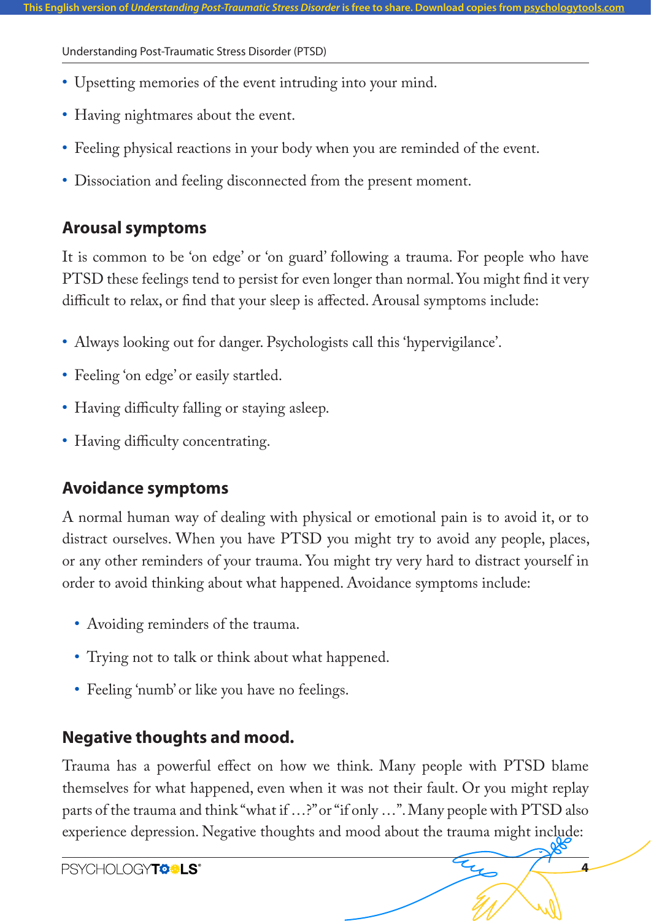- Upsetting memories of the event intruding into your mind.
- Having nightmares about the event.
- Feeling physical reactions in your body when you are reminded of the event.
- Dissociation and feeling disconnected from the present moment.

## Arousal symptoms

It is common to be 'on edge' or 'on guard' following a trauma. For people who have PTSD these feelings tend to persist for even longer than normal. You might find it very difficult to relax, or find that your sleep is affected. Arousal symptoms include:

- Always looking out for danger. Psychologists call this 'hypervigilance'.
- Feeling 'on edge' or easily startled.
- Having difficulty falling or staying asleep.
- Having difficulty concentrating.

## Avoidance symptoms

A normal human way of dealing with physical or emotional pain is to avoid it, or to distract ourselves. When you have PTSD you might try to avoid any people, places, or any other reminders of your trauma. You might try very hard to distract yourself in order to avoid thinking about what happened. Avoidance symptoms include:

- Avoiding reminders of the trauma.
- Trying not to talk or think about what happened.
- Feeling 'numb' or like you have no feelings.

## Negative thoughts and mood.

Trauma has a powerful effect on how we think. Many people with PTSD blame themselves for what happened, even when it was not their fault. Or you might replay parts of the trauma and think "what if …?" or "if only …". Many people with PTSD also experience depression. Negative thoughts and mood about the trauma might include: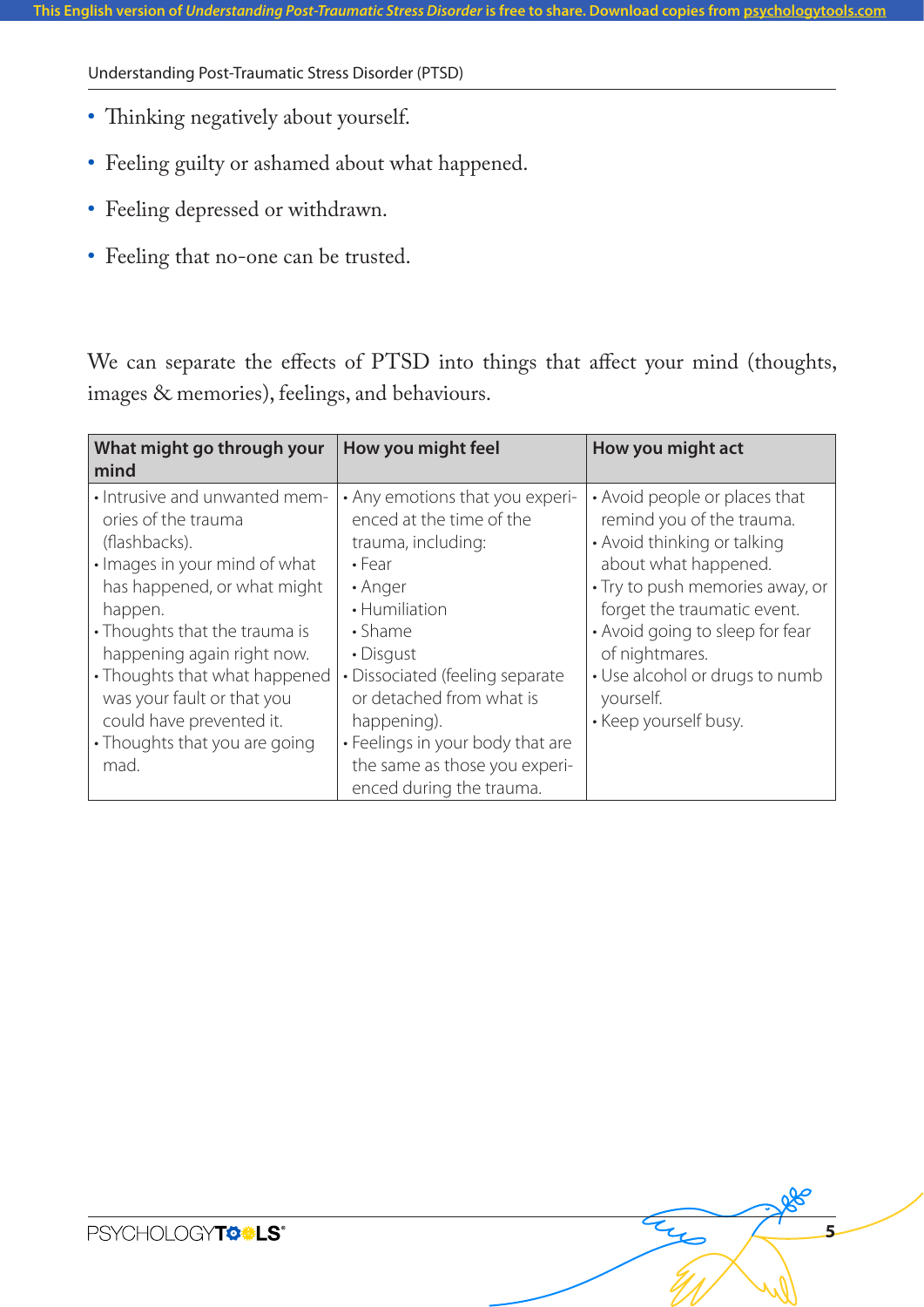- Thinking negatively about yourself.
- Feeling guilty or ashamed about what happened.
- Feeling depressed or withdrawn.
- Feeling that no-one can be trusted.

We can separate the effects of PTSD into things that affect your mind (thoughts, images & memories), feelings, and behaviours.

| What might go through your mind | How you might feel | How you might act |
|---|---|---|
| • Intrusive and unwanted memories of the trauma (flashbacks).<br>• Images in your mind of what has happened, or what might happen.<br>• Thoughts that the trauma is happening again right now.<br>• Thoughts that what happened was your fault or that you could have prevented it.<br>• Thoughts that you are going mad. | • Any emotions that you experienced at the time of the trauma, including:<br>• Fear<br>• Anger<br>• Humiliation<br>• Shame<br>• Disgust<br>• Dissociated (feeling separate or detached from what is happening).<br>• Feelings in your body that are the same as those you experienced during the trauma. | • Avoid people or places that remind you of the trauma.<br>• Avoid thinking or talking about what happened.<br>• Try to push memories away, or forget the traumatic event.<br>• Avoid going to sleep for fear of nightmares.<br>• Use alcohol or drugs to numb yourself.<br>• Keep yourself busy. |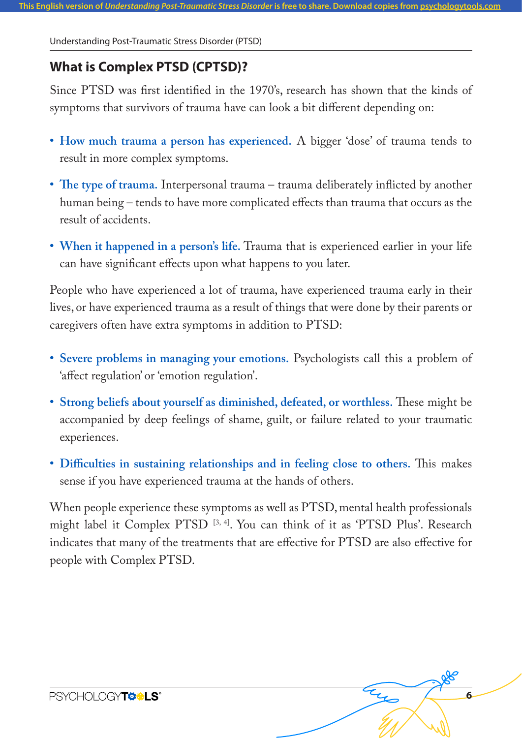## What is Complex PTSD (CPTSD)?

Since PTSD was first identified in the 1970's, research has shown that the kinds of symptoms that survivors of trauma have can look a bit different depending on:

- **How much trauma a person has experienced.** A bigger 'dose' of trauma tends to result in more complex symptoms.
- **The type of trauma.** Interpersonal trauma – trauma deliberately inflicted by another human being – tends to have more complicated effects than trauma that occurs as the result of accidents.
- **When it happened in a person's life.** Trauma that is experienced earlier in your life can have significant effects upon what happens to you later.

People who have experienced a lot of trauma, have experienced trauma early in their lives, or have experienced trauma as a result of things that were done by their parents or caregivers often have extra symptoms in addition to PTSD:

- **Severe problems in managing your emotions.** Psychologists call this a problem of 'affect regulation' or 'emotion regulation'.
- **Strong beliefs about yourself as diminished, defeated, or worthless.** These might be accompanied by deep feelings of shame, guilt, or failure related to your traumatic experiences.
- **Difficulties in sustaining relationships and in feeling close to others.** This makes sense if you have experienced trauma at the hands of others.

When people experience these symptoms as well as PTSD, mental health professionals might label it Complex PTSD [3, 4]. You can think of it as 'PTSD Plus'. Research indicates that many of the treatments that are effective for PTSD are also effective for people with Complex PTSD.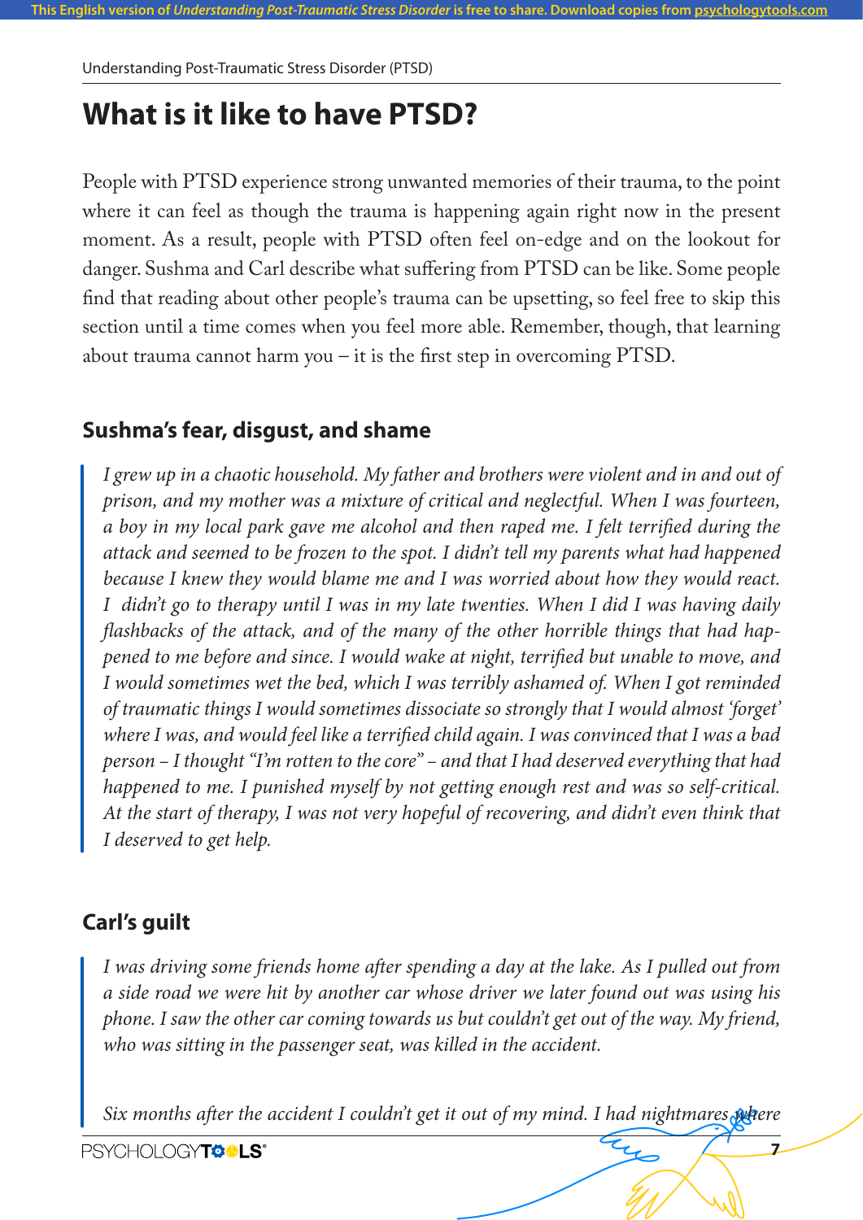# What is it like to have PTSD?

People with PTSD experience strong unwanted memories of their trauma, to the point where it can feel as though the trauma is happening again right now in the present moment. As a result, people with PTSD often feel on-edge and on the lookout for danger. Sushma and Carl describe what suffering from PTSD can be like. Some people find that reading about other people's trauma can be upsetting, so feel free to skip this section until a time comes when you feel more able. Remember, though, that learning about trauma cannot harm you – it is the first step in overcoming PTSD.

## Sushma's fear, disgust, and shame

> *I grew up in a chaotic household. My father and brothers were violent and in and out of prison, and my mother was a mixture of critical and neglectful. When I was fourteen, a boy in my local park gave me alcohol and then raped me. I felt terrified during the attack and seemed to be frozen to the spot. I didn't tell my parents what had happened because I knew they would blame me and I was worried about how they would react. I didn't go to therapy until I was in my late twenties. When I did I was having daily flashbacks of the attack, and of the many of the other horrible things that had happened to me before and since. I would wake at night, terrified but unable to move, and I would sometimes wet the bed, which I was terribly ashamed of. When I got reminded of traumatic things I would sometimes dissociate so strongly that I would almost 'forget' where I was, and would feel like a terrified child again. I was convinced that I was a bad person – I thought "I'm rotten to the core" – and that I had deserved everything that had happened to me. I punished myself by not getting enough rest and was so self-critical. At the start of therapy, I was not very hopeful of recovering, and didn't even think that I deserved to get help.*

## Carl's guilt

> *I was driving some friends home after spending a day at the lake. As I pulled out from a side road we were hit by another car whose driver we later found out was using his phone. I saw the other car coming towards us but couldn't get out of the way. My friend, who was sitting in the passenger seat, was killed in the accident.*
>
> *Six months after the accident I couldn't get it out of my mind. I had nightmares where*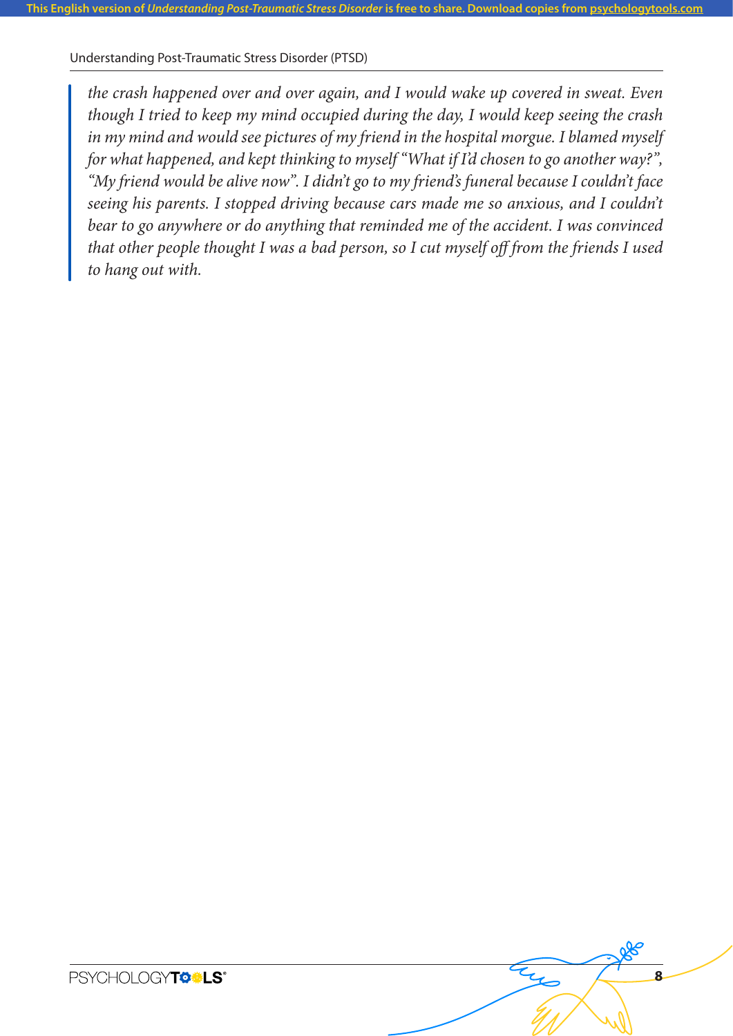> *the crash happened over and over again, and I would wake up covered in sweat. Even though I tried to keep my mind occupied during the day, I would keep seeing the crash in my mind and would see pictures of my friend in the hospital morgue. I blamed myself for what happened, and kept thinking to myself "What if I'd chosen to go another way?", "My friend would be alive now". I didn't go to my friend's funeral because I couldn't face seeing his parents. I stopped driving because cars made me so anxious, and I couldn't bear to go anywhere or do anything that reminded me of the accident. I was convinced that other people thought I was a bad person, so I cut myself off from the friends I used to hang out with.*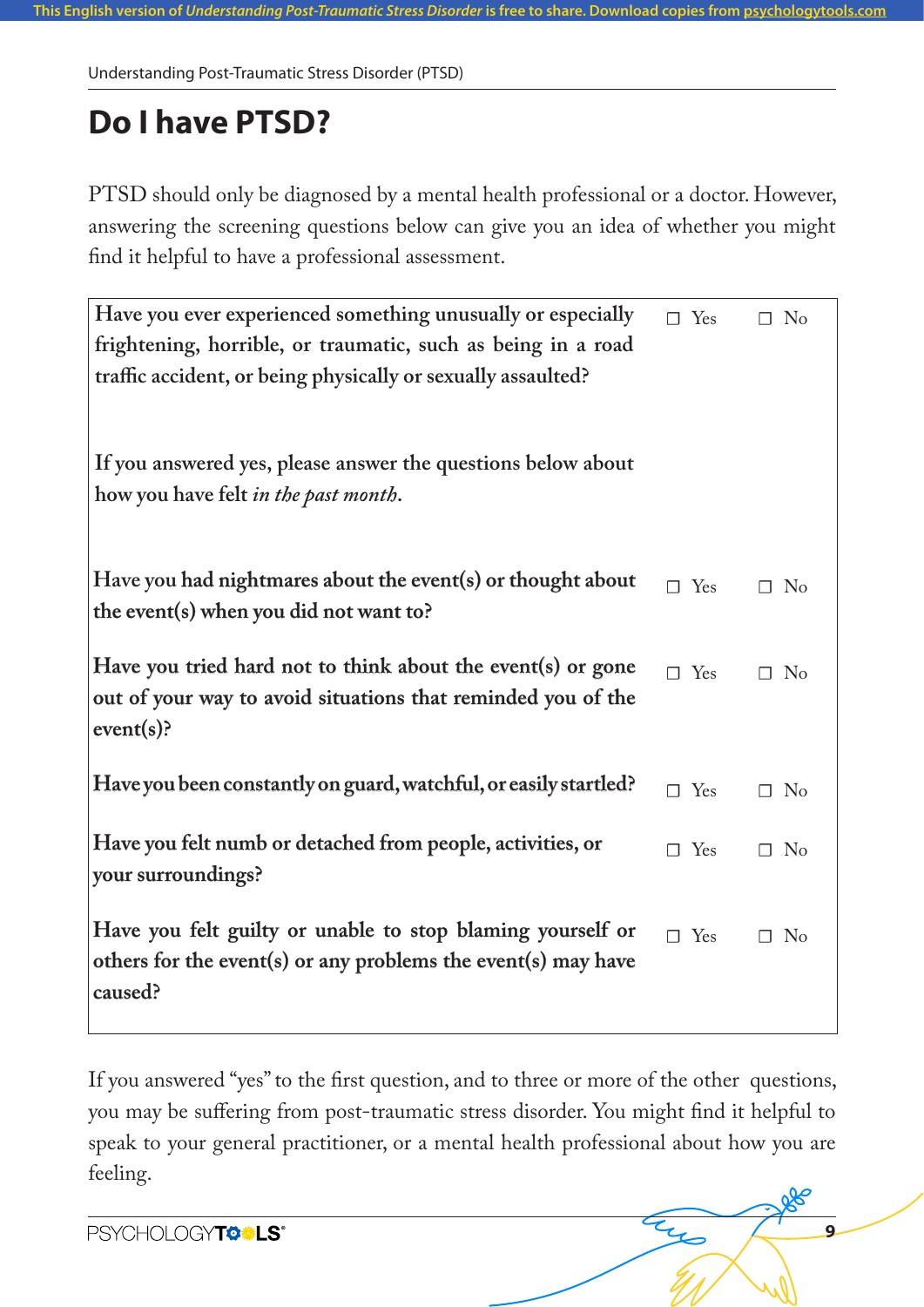# Do I have PTSD?

PTSD should only be diagnosed by a mental health professional or a doctor. However, answering the screening questions below can give you an idea of whether you might find it helpful to have a professional assessment.

| | | |
|---|---|---|
| **Have you ever experienced something unusually or especially frightening, horrible, or traumatic, such as being in a road traffic accident, or being physically or sexually assaulted?** | ☐ Yes | ☐ No |
| **If you answered yes, please answer the questions below about how you have felt *in the past month*.** | | |
| **Have you had nightmares about the event(s) or thought about the event(s) when you did not want to?** | ☐ Yes | ☐ No |
| **Have you tried hard not to think about the event(s) or gone out of your way to avoid situations that reminded you of the event(s)?** | ☐ Yes | ☐ No |
| **Have you been constantly on guard, watchful, or easily startled?** | ☐ Yes | ☐ No |
| **Have you felt numb or detached from people, activities, or your surroundings?** | ☐ Yes | ☐ No |
| **Have you felt guilty or unable to stop blaming yourself or others for the event(s) or any problems the event(s) may have caused?** | ☐ Yes | ☐ No |

If you answered "yes" to the first question, and to three or more of the other questions, you may be suffering from post-traumatic stress disorder. You might find it helpful to speak to your general practitioner, or a mental health professional about how you are feeling.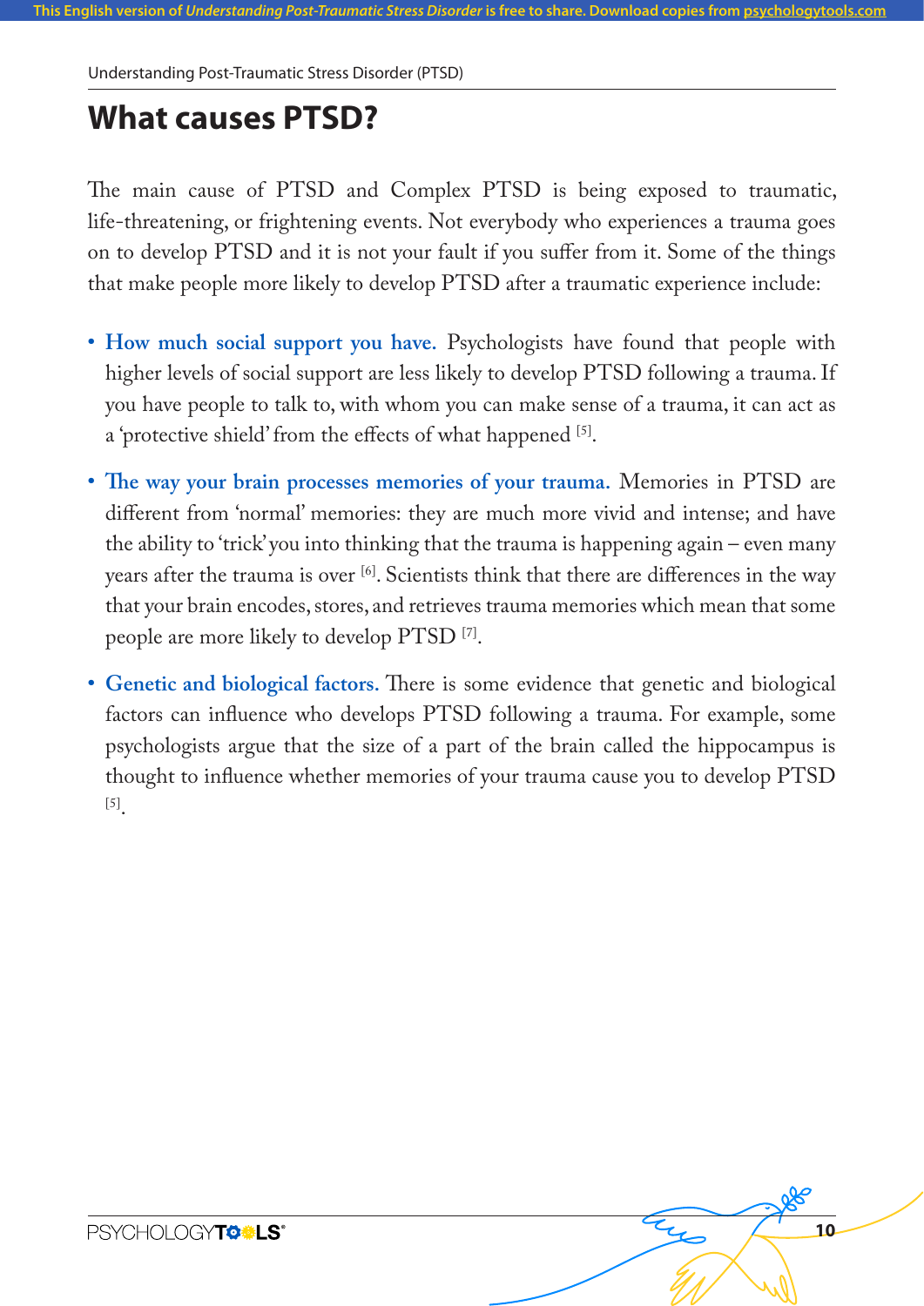# What causes PTSD?

The main cause of PTSD and Complex PTSD is being exposed to traumatic, life-threatening, or frightening events. Not everybody who experiences a trauma goes on to develop PTSD and it is not your fault if you suffer from it. Some of the things that make people more likely to develop PTSD after a traumatic experience include:

- **How much social support you have.** Psychologists have found that people with higher levels of social support are less likely to develop PTSD following a trauma. If you have people to talk to, with whom you can make sense of a trauma, it can act as a 'protective shield' from the effects of what happened [5].
- **The way your brain processes memories of your trauma.** Memories in PTSD are different from 'normal' memories: they are much more vivid and intense; and have the ability to 'trick' you into thinking that the trauma is happening again – even many years after the trauma is over [6]. Scientists think that there are differences in the way that your brain encodes, stores, and retrieves trauma memories which mean that some people are more likely to develop PTSD [7].
- **Genetic and biological factors.** There is some evidence that genetic and biological factors can influence who develops PTSD following a trauma. For example, some psychologists argue that the size of a part of the brain called the hippocampus is thought to influence whether memories of your trauma cause you to develop PTSD [5].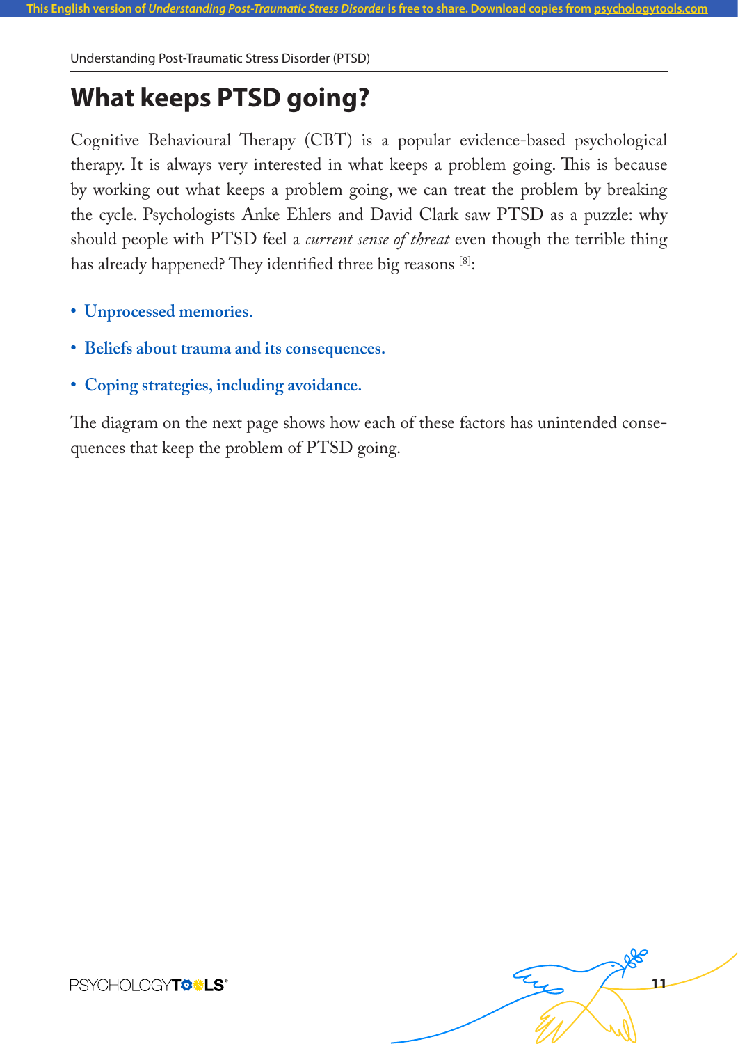# What keeps PTSD going?

Cognitive Behavioural Therapy (CBT) is a popular evidence-based psychological therapy. It is always very interested in what keeps a problem going. This is because by working out what keeps a problem going, we can treat the problem by breaking the cycle. Psychologists Anke Ehlers and David Clark saw PTSD as a puzzle: why should people with PTSD feel a *current sense of threat* even though the terrible thing has already happened? They identified three big reasons [8]:

- **Unprocessed memories.**
- **Beliefs about trauma and its consequences.**
- **Coping strategies, including avoidance.**

The diagram on the next page shows how each of these factors has unintended consequences that keep the problem of PTSD going.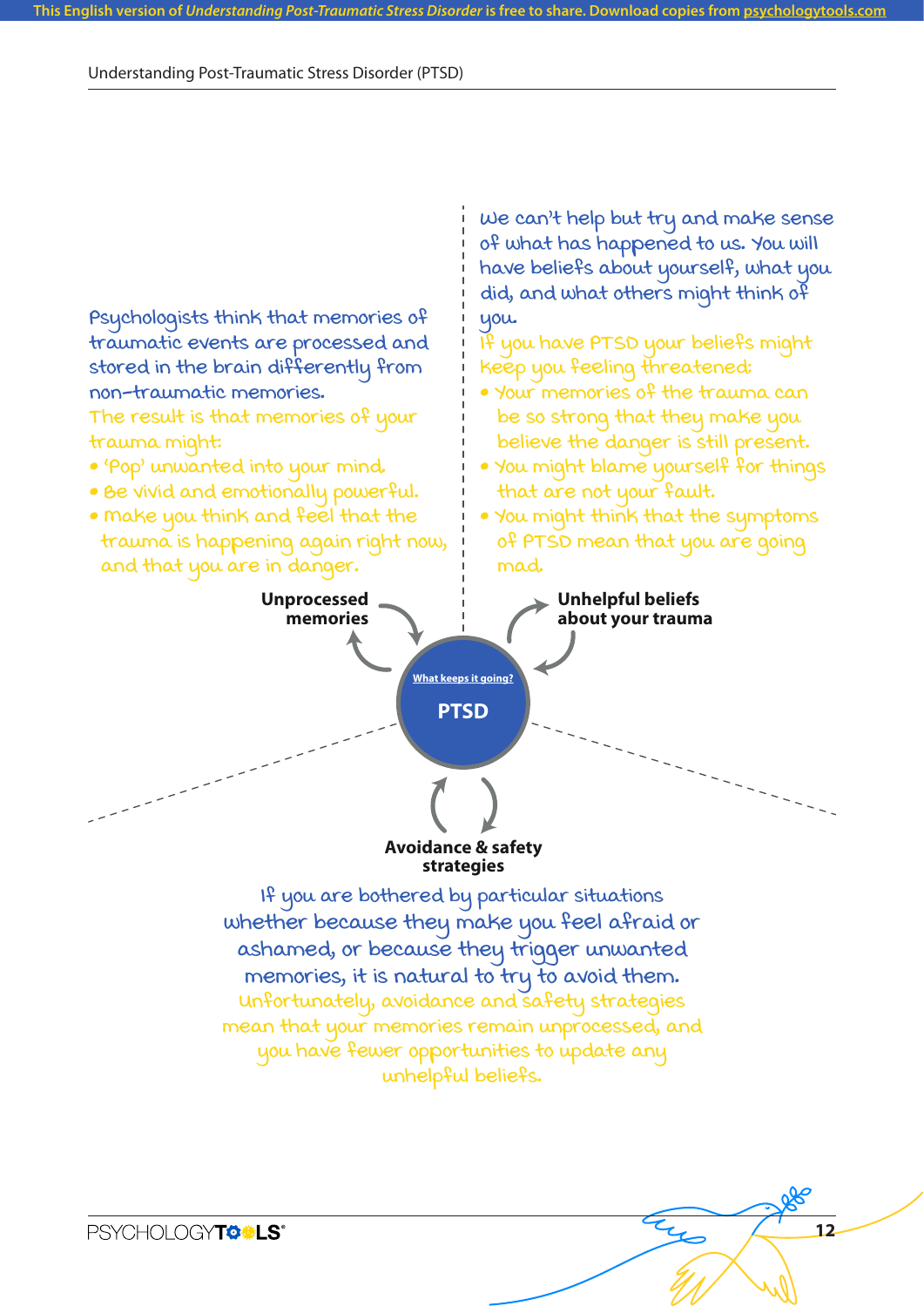Psychologists think that memories of traumatic events are processed and stored in the brain differently from non-traumatic memories.

The result is that memories of your trauma might:

- 'Pop' unwanted into your mind.
- Be vivid and emotionally powerful.
- Make you think and feel that the trauma is happening again right now, and that you are in danger.

We can't help but try and make sense of what has happened to us. You will have beliefs about yourself, what you did, and what others might think of you.

If you have PTSD your beliefs might keep you feeling threatened:

- Your memories of the trauma can be so strong that they make you believe the danger is still present.
- You might blame yourself for things that are not your fault.
- You might think that the symptoms of PTSD mean that you are going mad.

**Unprocessed memories**

**Unhelpful beliefs about your trauma**

What keeps it going?

**PTSD**

**Avoidance & safety strategies**

If you are bothered by particular situations whether because they make you feel afraid or ashamed, or because they trigger unwanted memories, it is natural to try to avoid them.

Unfortunately, avoidance and safety strategies mean that your memories remain unprocessed, and you have fewer opportunities to update any unhelpful beliefs.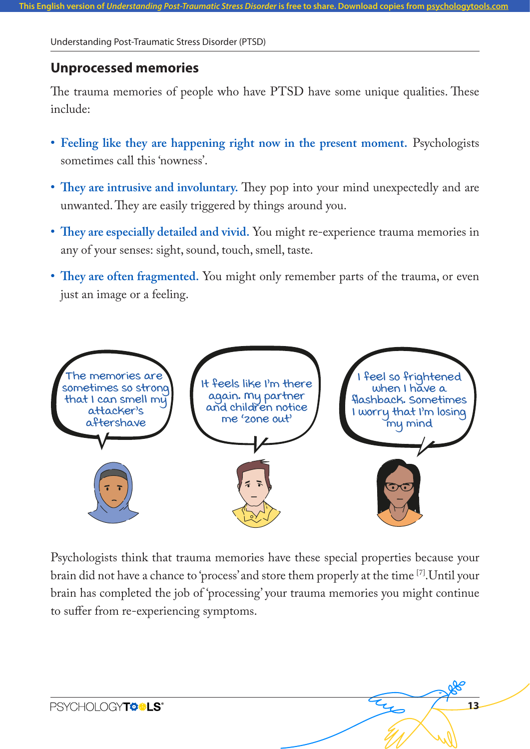## Unprocessed memories

The trauma memories of people who have PTSD have some unique qualities. These include:

- **Feeling like they are happening right now in the present moment.** Psychologists sometimes call this 'nowness'.
- **They are intrusive and involuntary.** They pop into your mind unexpectedly and are unwanted. They are easily triggered by things around you.
- **They are especially detailed and vivid.** You might re-experience trauma memories in any of your senses: sight, sound, touch, smell, taste.
- **They are often fragmented.** You might only remember parts of the trauma, or even just an image or a feeling.

The memories are sometimes so strong that I can smell my attacker's aftershave

It feels like I'm there again. My partner and children notice me 'zone out'

I feel so frightened when I have a flashback. Sometimes I worry that I'm losing my mind

Psychologists think that trauma memories have these special properties because your brain did not have a chance to 'process' and store them properly at the time [7]. Until your brain has completed the job of 'processing' your trauma memories you might continue to suffer from re-experiencing symptoms.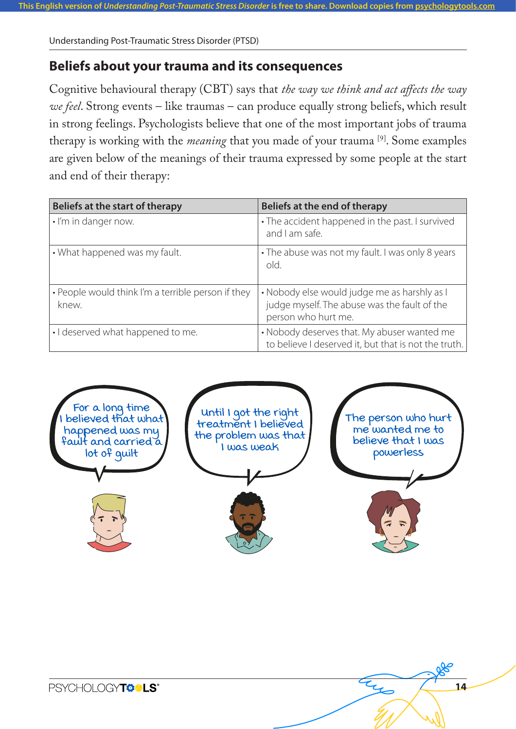## Beliefs about your trauma and its consequences

Cognitive behavioural therapy (CBT) says that *the way we think and act affects the way we feel*. Strong events – like traumas – can produce equally strong beliefs, which result in strong feelings. Psychologists believe that one of the most important jobs of trauma therapy is working with the *meaning* that you made of your trauma [9]. Some examples are given below of the meanings of their trauma expressed by some people at the start and end of their therapy:

| Beliefs at the start of therapy | Beliefs at the end of therapy |
| --- | --- |
| • I'm in danger now. | • The accident happened in the past. I survived and I am safe. |
| • What happened was my fault. | • The abuse was not my fault. I was only 8 years old. |
| • People would think I'm a terrible person if they knew. | • Nobody else would judge me as harshly as I judge myself. The abuse was the fault of the person who hurt me. |
| • I deserved what happened to me. | • Nobody deserves that. My abuser wanted me to believe I deserved it, but that is not the truth. |

For a long time I believed that what happened was my fault and carried a lot of guilt

Until I got the right treatment I believed the problem was that I was weak

The person who hurt me wanted me to believe that I was powerless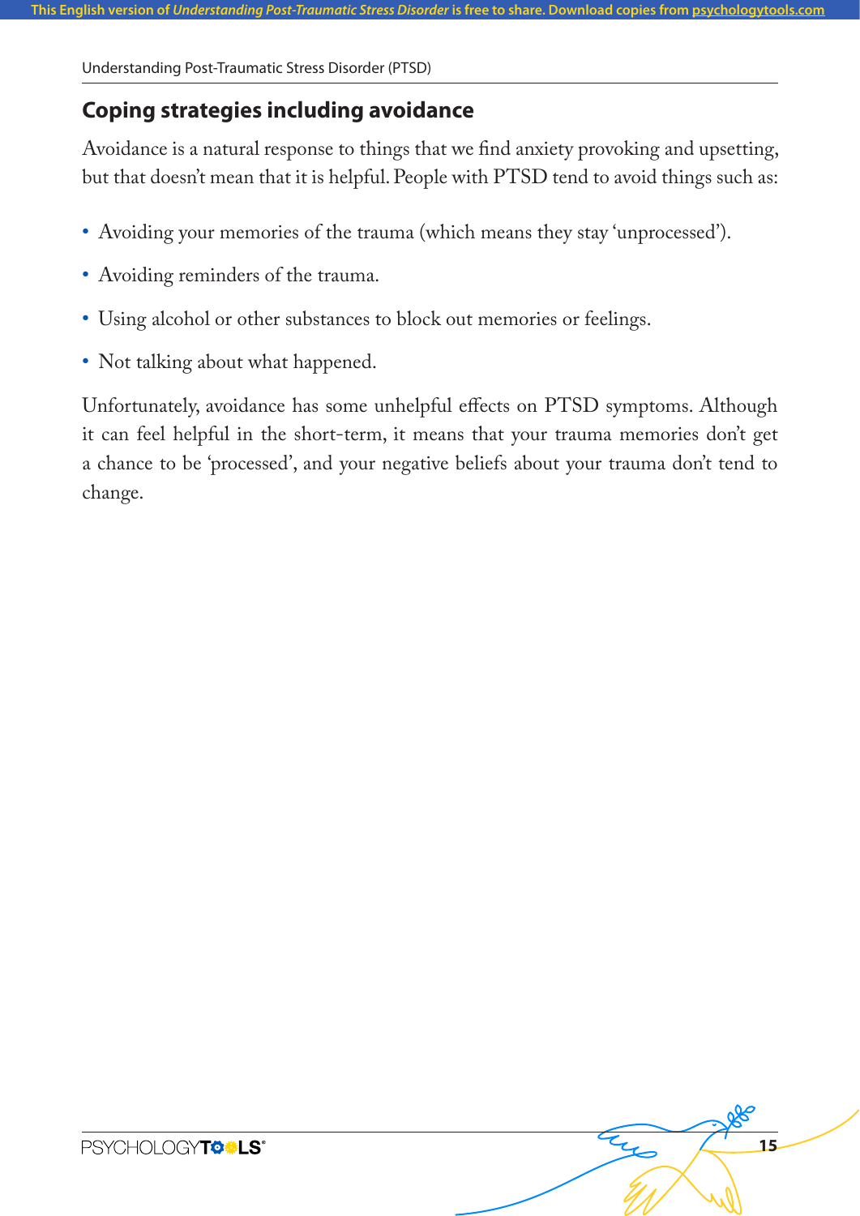## Coping strategies including avoidance

Avoidance is a natural response to things that we find anxiety provoking and upsetting, but that doesn't mean that it is helpful. People with PTSD tend to avoid things such as:

- Avoiding your memories of the trauma (which means they stay 'unprocessed').
- Avoiding reminders of the trauma.
- Using alcohol or other substances to block out memories or feelings.
- Not talking about what happened.

Unfortunately, avoidance has some unhelpful effects on PTSD symptoms. Although it can feel helpful in the short-term, it means that your trauma memories don't get a chance to be 'processed', and your negative beliefs about your trauma don't tend to change.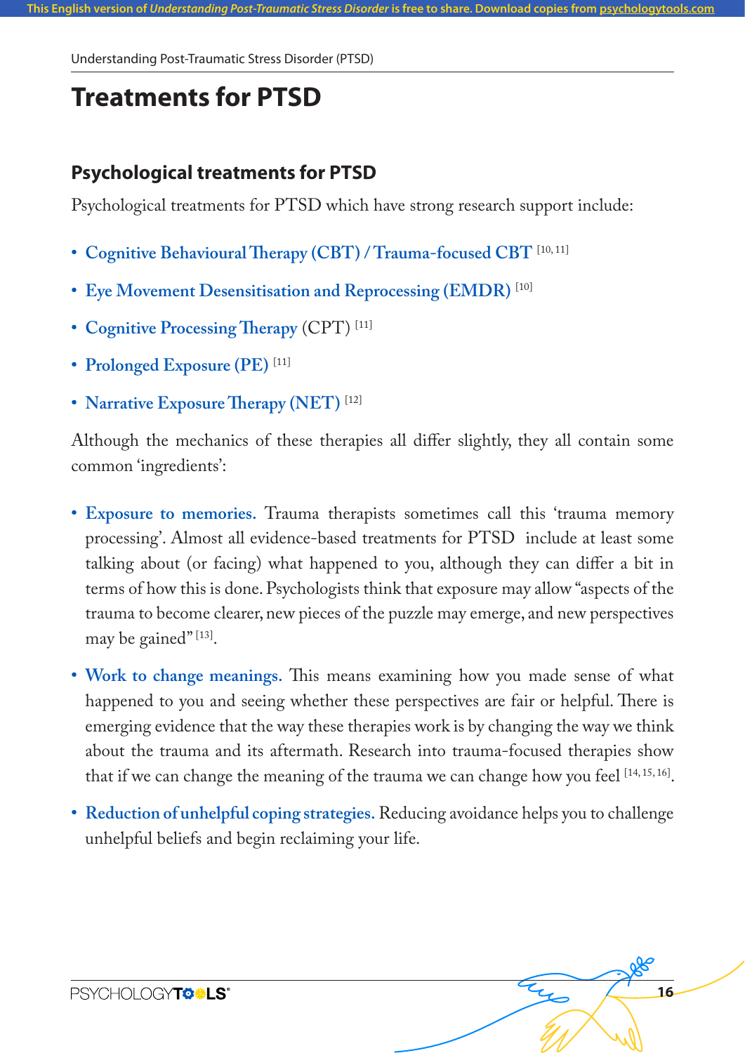# Treatments for PTSD

## Psychological treatments for PTSD

Psychological treatments for PTSD which have strong research support include:

- **Cognitive Behavioural Therapy (CBT) / Trauma-focused CBT** [10, 11]
- **Eye Movement Desensitisation and Reprocessing (EMDR)** [10]
- **Cognitive Processing Therapy** (CPT) [11]
- **Prolonged Exposure (PE)** [11]
- **Narrative Exposure Therapy (NET)** [12]

Although the mechanics of these therapies all differ slightly, they all contain some common 'ingredients':

- **Exposure to memories.** Trauma therapists sometimes call this 'trauma memory processing'. Almost all evidence-based treatments for PTSD include at least some talking about (or facing) what happened to you, although they can differ a bit in terms of how this is done. Psychologists think that exposure may allow "aspects of the trauma to become clearer, new pieces of the puzzle may emerge, and new perspectives may be gained" [13].
- **Work to change meanings.** This means examining how you made sense of what happened to you and seeing whether these perspectives are fair or helpful. There is emerging evidence that the way these therapies work is by changing the way we think about the trauma and its aftermath. Research into trauma-focused therapies show that if we can change the meaning of the trauma we can change how you feel [14, 15, 16].
- **Reduction of unhelpful coping strategies.** Reducing avoidance helps you to challenge unhelpful beliefs and begin reclaiming your life.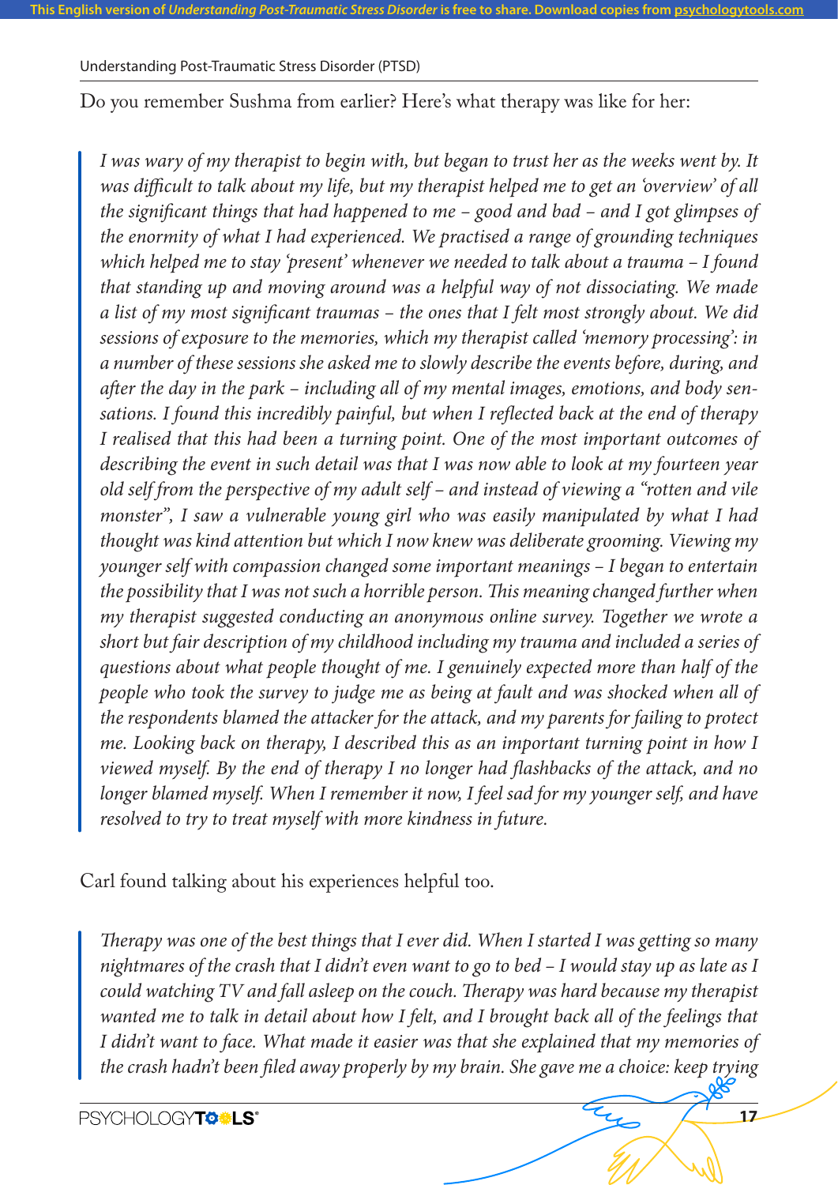Do you remember Sushma from earlier? Here's what therapy was like for her:

> *I was wary of my therapist to begin with, but began to trust her as the weeks went by. It was difficult to talk about my life, but my therapist helped me to get an 'overview' of all the significant things that had happened to me – good and bad – and I got glimpses of the enormity of what I had experienced. We practised a range of grounding techniques which helped me to stay 'present' whenever we needed to talk about a trauma – I found that standing up and moving around was a helpful way of not dissociating. We made a list of my most significant traumas – the ones that I felt most strongly about. We did sessions of exposure to the memories, which my therapist called 'memory processing': in a number of these sessions she asked me to slowly describe the events before, during, and after the day in the park – including all of my mental images, emotions, and body sensations. I found this incredibly painful, but when I reflected back at the end of therapy I realised that this had been a turning point. One of the most important outcomes of describing the event in such detail was that I was now able to look at my fourteen year old self from the perspective of my adult self – and instead of viewing a "rotten and vile monster", I saw a vulnerable young girl who was easily manipulated by what I had thought was kind attention but which I now knew was deliberate grooming. Viewing my younger self with compassion changed some important meanings – I began to entertain the possibility that I was not such a horrible person. This meaning changed further when my therapist suggested conducting an anonymous online survey. Together we wrote a short but fair description of my childhood including my trauma and included a series of questions about what people thought of me. I genuinely expected more than half of the people who took the survey to judge me as being at fault and was shocked when all of the respondents blamed the attacker for the attack, and my parents for failing to protect me. Looking back on therapy, I described this as an important turning point in how I viewed myself. By the end of therapy I no longer had flashbacks of the attack, and no longer blamed myself. When I remember it now, I feel sad for my younger self, and have resolved to try to treat myself with more kindness in future.*

Carl found talking about his experiences helpful too.

> *Therapy was one of the best things that I ever did. When I started I was getting so many nightmares of the crash that I didn't even want to go to bed – I would stay up as late as I could watching TV and fall asleep on the couch. Therapy was hard because my therapist wanted me to talk in detail about how I felt, and I brought back all of the feelings that I didn't want to face. What made it easier was that she explained that my memories of the crash hadn't been filed away properly by my brain. She gave me a choice: keep trying*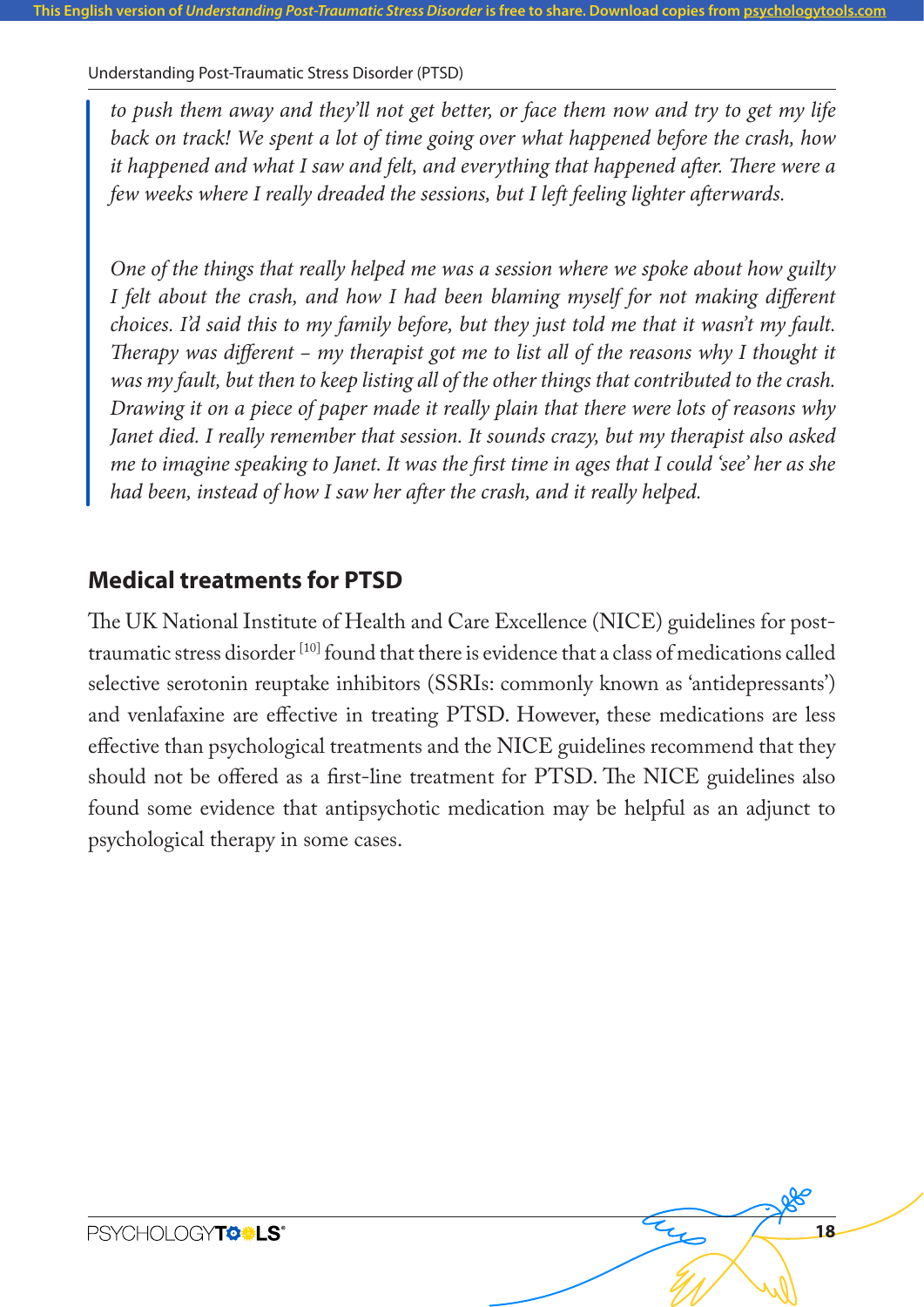*to push them away and they'll not get better, or face them now and try to get my life back on track! We spent a lot of time going over what happened before the crash, how it happened and what I saw and felt, and everything that happened after. There were a few weeks where I really dreaded the sessions, but I left feeling lighter afterwards.*

*One of the things that really helped me was a session where we spoke about how guilty I felt about the crash, and how I had been blaming myself for not making different choices. I'd said this to my family before, but they just told me that it wasn't my fault. Therapy was different – my therapist got me to list all of the reasons why I thought it was my fault, but then to keep listing all of the other things that contributed to the crash. Drawing it on a piece of paper made it really plain that there were lots of reasons why Janet died. I really remember that session. It sounds crazy, but my therapist also asked me to imagine speaking to Janet. It was the first time in ages that I could 'see' her as she had been, instead of how I saw her after the crash, and it really helped.*

## Medical treatments for PTSD

The UK National Institute of Health and Care Excellence (NICE) guidelines for post-traumatic stress disorder [10] found that there is evidence that a class of medications called selective serotonin reuptake inhibitors (SSRIs: commonly known as 'antidepressants') and venlafaxine are effective in treating PTSD. However, these medications are less effective than psychological treatments and the NICE guidelines recommend that they should not be offered as a first-line treatment for PTSD. The NICE guidelines also found some evidence that antipsychotic medication may be helpful as an adjunct to psychological therapy in some cases.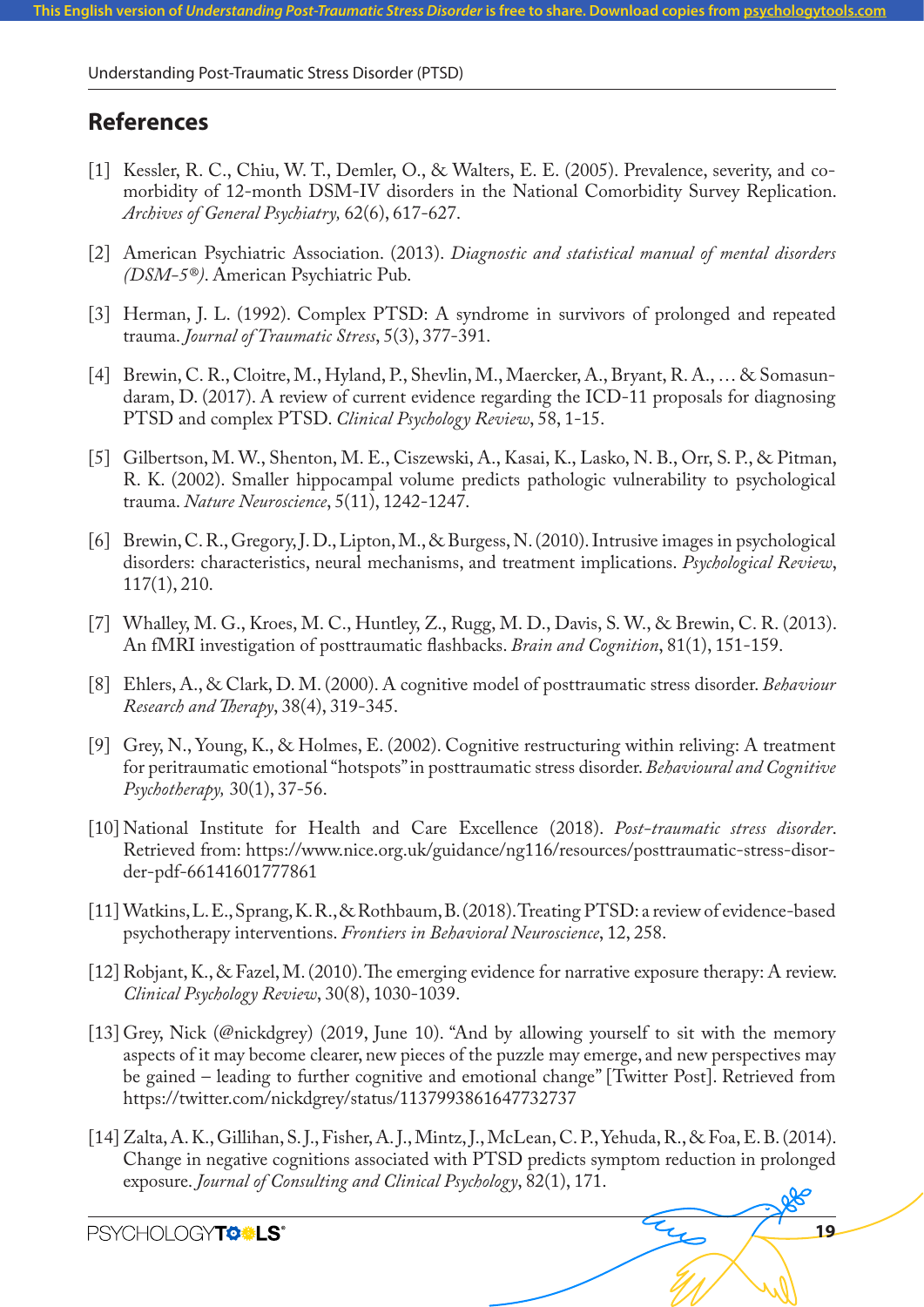## References

[1] Kessler, R. C., Chiu, W. T., Demler, O., & Walters, E. E. (2005). Prevalence, severity, and comorbidity of 12-month DSM-IV disorders in the National Comorbidity Survey Replication. *Archives of General Psychiatry,* 62(6), 617-627.

[2] American Psychiatric Association. (2013). *Diagnostic and statistical manual of mental disorders (DSM-5®)*. American Psychiatric Pub.

[3] Herman, J. L. (1992). Complex PTSD: A syndrome in survivors of prolonged and repeated trauma. *Journal of Traumatic Stress*, 5(3), 377-391.

[4] Brewin, C. R., Cloitre, M., Hyland, P., Shevlin, M., Maercker, A., Bryant, R. A., … & Somasundaram, D. (2017). A review of current evidence regarding the ICD-11 proposals for diagnosing PTSD and complex PTSD. *Clinical Psychology Review*, 58, 1-15.

[5] Gilbertson, M. W., Shenton, M. E., Ciszewski, A., Kasai, K., Lasko, N. B., Orr, S. P., & Pitman, R. K. (2002). Smaller hippocampal volume predicts pathologic vulnerability to psychological trauma. *Nature Neuroscience*, 5(11), 1242-1247.

[6] Brewin, C. R., Gregory, J. D., Lipton, M., & Burgess, N. (2010). Intrusive images in psychological disorders: characteristics, neural mechanisms, and treatment implications. *Psychological Review*, 117(1), 210.

[7] Whalley, M. G., Kroes, M. C., Huntley, Z., Rugg, M. D., Davis, S. W., & Brewin, C. R. (2013). An fMRI investigation of posttraumatic flashbacks. *Brain and Cognition*, 81(1), 151-159.

[8] Ehlers, A., & Clark, D. M. (2000). A cognitive model of posttraumatic stress disorder. *Behaviour Research and Therapy*, 38(4), 319-345.

[9] Grey, N., Young, K., & Holmes, E. (2002). Cognitive restructuring within reliving: A treatment for peritraumatic emotional "hotspots" in posttraumatic stress disorder. *Behavioural and Cognitive Psychotherapy,* 30(1), 37-56.

[10] National Institute for Health and Care Excellence (2018). *Post-traumatic stress disorder*. Retrieved from: https://www.nice.org.uk/guidance/ng116/resources/posttraumatic-stress-disorder-pdf-66141601777861

[11] Watkins, L. E., Sprang, K. R., & Rothbaum, B. (2018). Treating PTSD: a review of evidence-based psychotherapy interventions. *Frontiers in Behavioral Neuroscience*, 12, 258.

[12] Robjant, K., & Fazel, M. (2010). The emerging evidence for narrative exposure therapy: A review. *Clinical Psychology Review*, 30(8), 1030-1039.

[13] Grey, Nick (@nickdgrey) (2019, June 10). "And by allowing yourself to sit with the memory aspects of it may become clearer, new pieces of the puzzle may emerge, and new perspectives may be gained – leading to further cognitive and emotional change" [Twitter Post]. Retrieved from https://twitter.com/nickdgrey/status/1137993861647732737

[14] Zalta, A. K., Gillihan, S. J., Fisher, A. J., Mintz, J., McLean, C. P., Yehuda, R., & Foa, E. B. (2014). Change in negative cognitions associated with PTSD predicts symptom reduction in prolonged exposure. *Journal of Consulting and Clinical Psychology*, 82(1), 171.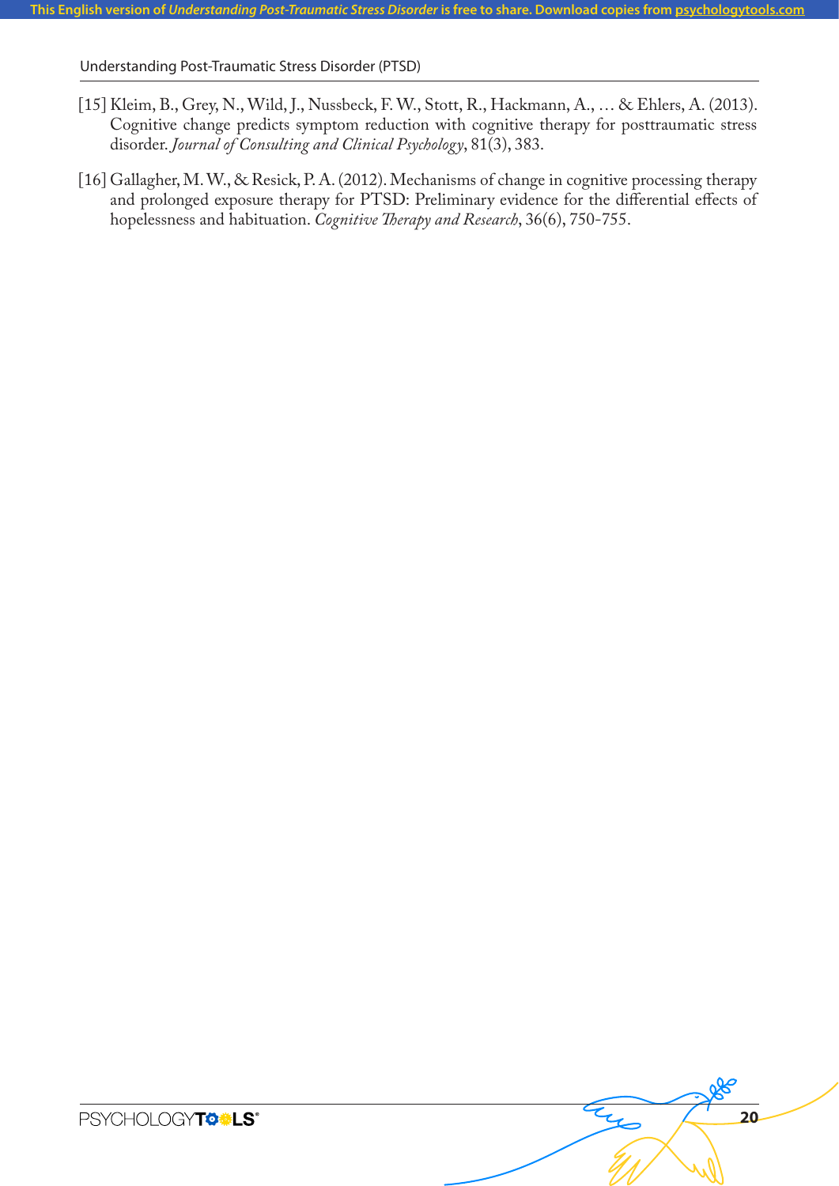[15] Kleim, B., Grey, N., Wild, J., Nussbeck, F. W., Stott, R., Hackmann, A., … & Ehlers, A. (2013). Cognitive change predicts symptom reduction with cognitive therapy for posttraumatic stress disorder. *Journal of Consulting and Clinical Psychology*, 81(3), 383.

[16] Gallagher, M. W., & Resick, P. A. (2012). Mechanisms of change in cognitive processing therapy and prolonged exposure therapy for PTSD: Preliminary evidence for the differential effects of hopelessness and habituation. *Cognitive Therapy and Research*, 36(6), 750-755.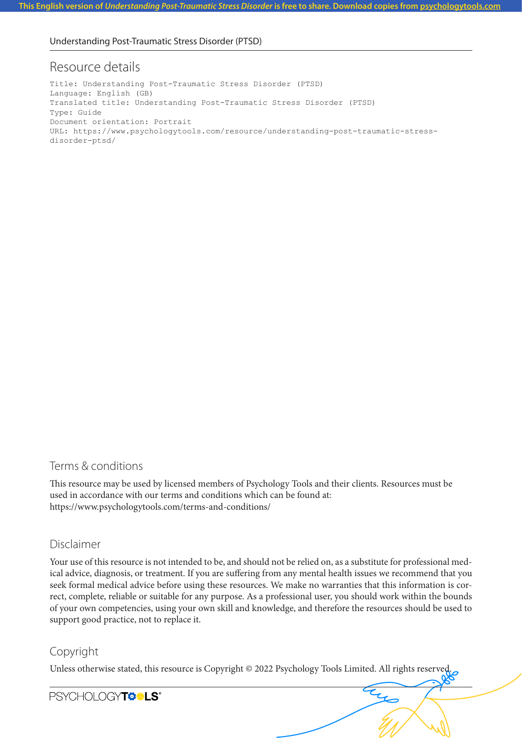## Resource details

```
Title: Understanding Post-Traumatic Stress Disorder (PTSD)
Language: English (GB)
Translated title: Understanding Post-Traumatic Stress Disorder (PTSD)
Type: Guide
Document orientation: Portrait
URL: https://www.psychologytools.com/resource/understanding-post-traumatic-stress-disorder-ptsd/
```

## Terms & conditions

This resource may be used by licensed members of Psychology Tools and their clients. Resources must be used in accordance with our terms and conditions which can be found at: https://www.psychologytools.com/terms-and-conditions/

## Disclaimer

Your use of this resource is not intended to be, and should not be relied on, as a substitute for professional medical advice, diagnosis, or treatment. If you are suffering from any mental health issues we recommend that you seek formal medical advice before using these resources. We make no warranties that this information is correct, complete, reliable or suitable for any purpose. As a professional user, you should work within the bounds of your own competencies, using your own skill and knowledge, and therefore the resources should be used to support good practice, not to replace it.

## Copyright

Unless otherwise stated, this resource is Copyright © 2022 Psychology Tools Limited. All rights reserved.